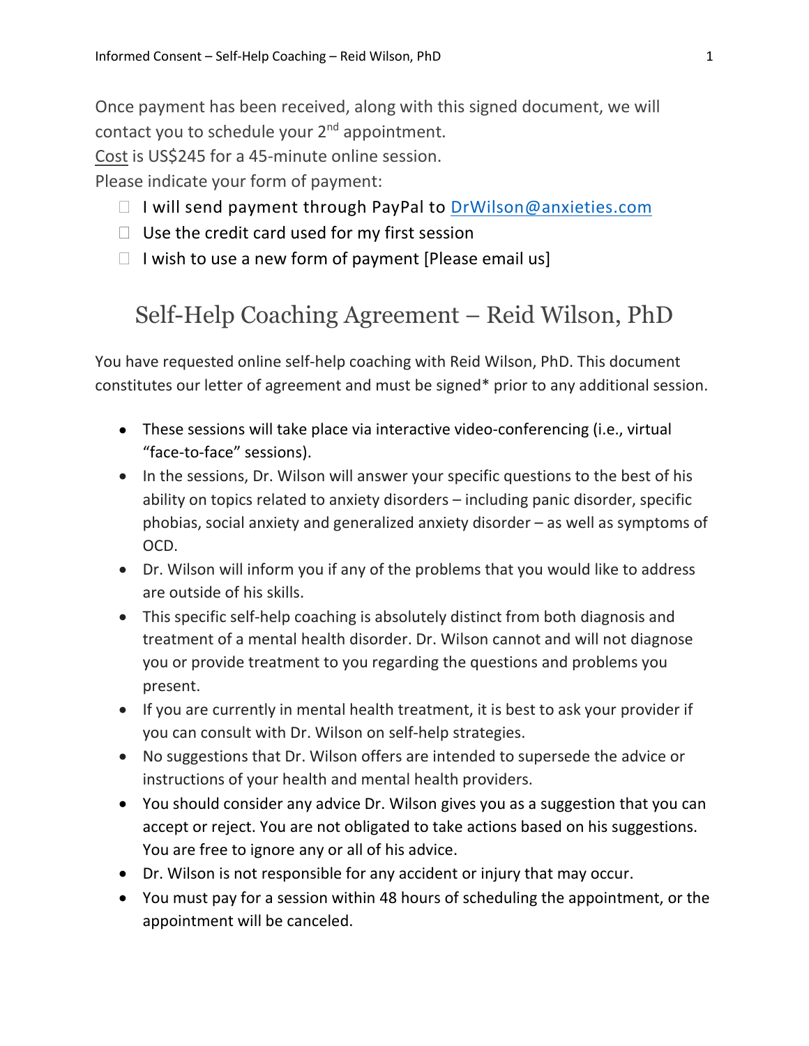Once payment has been received, along with this signed document, we will contact you to schedule your 2nd appointment.

Cost is US$245 for a 45-minute online session.

Please indicate your form of payment:

- ☐ I will send payment through PayPal to DrWilson@anxieties.com
- ☐ Use the credit card used for my first session
- ☐ I wish to use a new form of payment [Please email us]

# Self-Help Coaching Agreement – Reid Wilson, PhD

You have requested online self-help coaching with Reid Wilson, PhD. This document constitutes our letter of agreement and must be signed* prior to any additional session.

- These sessions will take place via interactive video-conferencing (i.e., virtual "face-to-face" sessions).
- In the sessions, Dr. Wilson will answer your specific questions to the best of his ability on topics related to anxiety disorders – including panic disorder, specific phobias, social anxiety and generalized anxiety disorder – as well as symptoms of OCD.
- Dr. Wilson will inform you if any of the problems that you would like to address are outside of his skills.
- This specific self-help coaching is absolutely distinct from both diagnosis and treatment of a mental health disorder. Dr. Wilson cannot and will not diagnose you or provide treatment to you regarding the questions and problems you present.
- If you are currently in mental health treatment, it is best to ask your provider if you can consult with Dr. Wilson on self-help strategies.
- No suggestions that Dr. Wilson offers are intended to supersede the advice or instructions of your health and mental health providers.
- You should consider any advice Dr. Wilson gives you as a suggestion that you can accept or reject. You are not obligated to take actions based on his suggestions. You are free to ignore any or all of his advice.
- Dr. Wilson is not responsible for any accident or injury that may occur.
- You must pay for a session within 48 hours of scheduling the appointment, or the appointment will be canceled.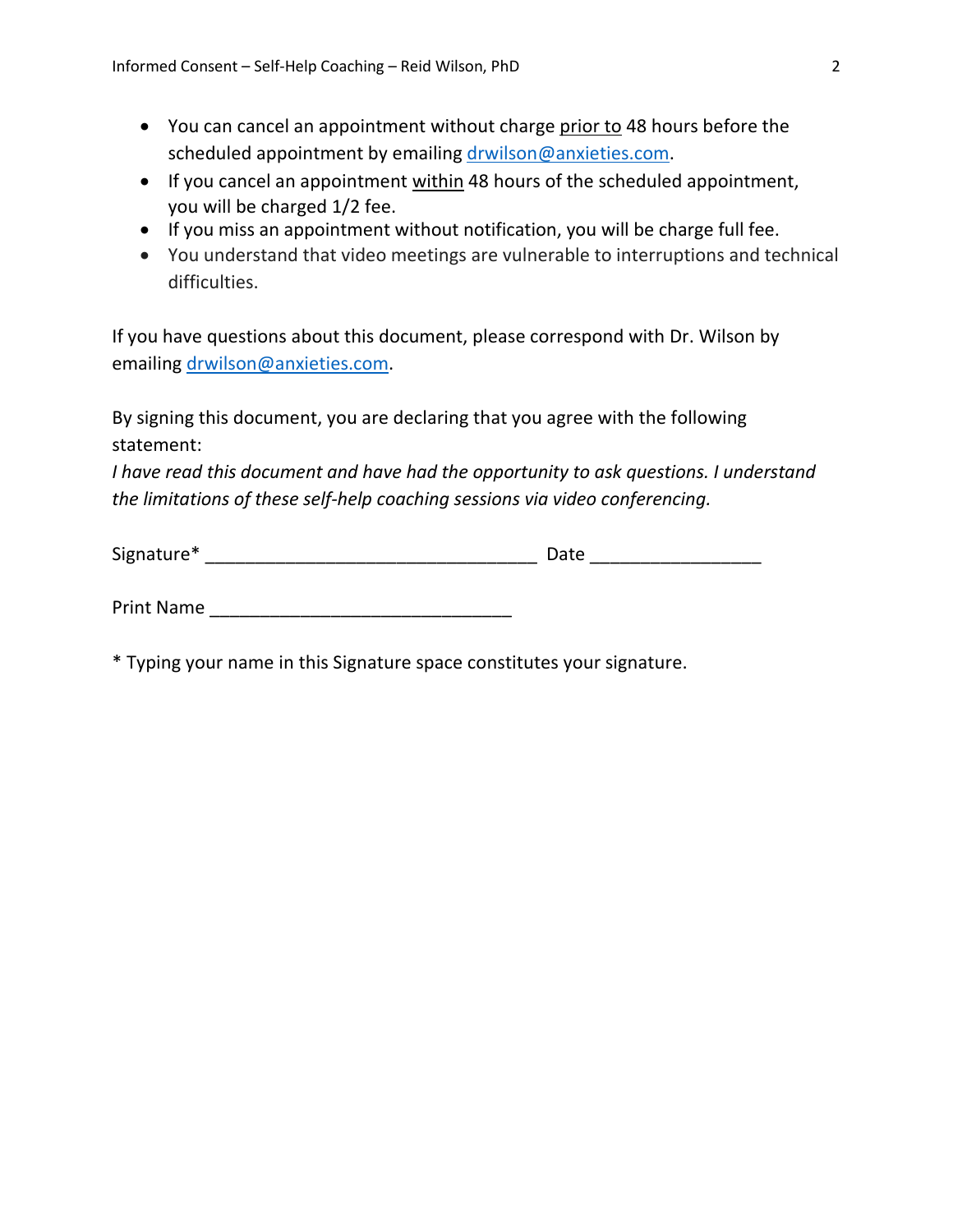- You can cancel an appointment without charge <u>prior to</u> 48 hours before the scheduled appointment by emailing [drwilson@anxieties.com](mailto:drwilson@anxieties.com).
- If you cancel an appointment <u>within</u> 48 hours of the scheduled appointment, you will be charged 1/2 fee.
- If you miss an appointment without notification, you will be charge full fee.
- You understand that video meetings are vulnerable to interruptions and technical difficulties.

If you have questions about this document, please correspond with Dr. Wilson by emailing [drwilson@anxieties.com](mailto:drwilson@anxieties.com).

By signing this document, you are declaring that you agree with the following statement:
*I have read this document and have had the opportunity to ask questions. I understand the limitations of these self-help coaching sessions via video conferencing.*

Signature* _________________________________ Date _________________

Print Name ______________________________

* Typing your name in this Signature space constitutes your signature.